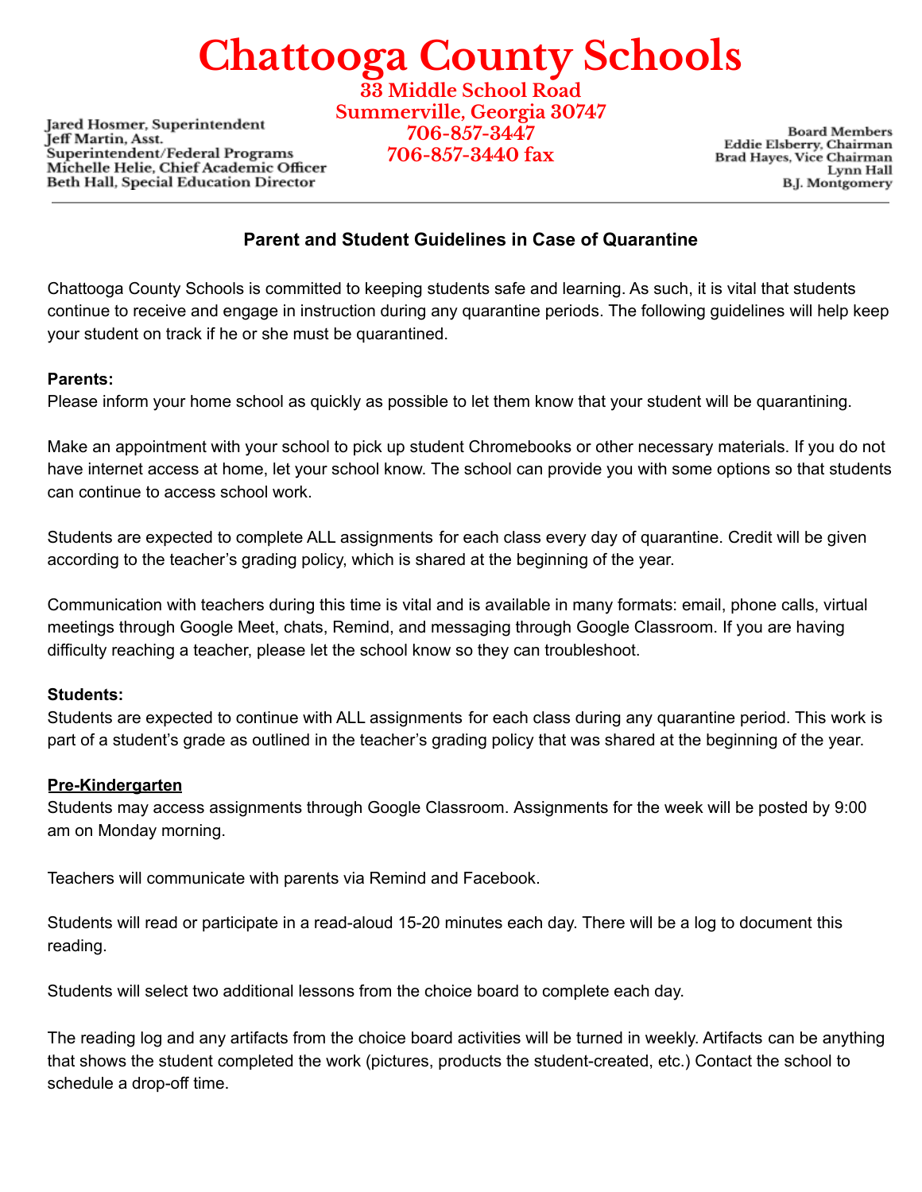# Chattooga County Schools

33 Middle School Road
Summerville, Georgia 30747
706-857-3447
706-857-3440 fax

Jared Hosmer, Superintendent
Jeff Martin, Asst. Superintendent/Federal Programs
Michelle Helie, Chief Academic Officer
Beth Hall, Special Education Director

Board Members
Eddie Elsberry, Chairman
Brad Hayes, Vice Chairman
Lynn Hall
B.J. Montgomery

---

## Parent and Student Guidelines in Case of Quarantine

Chattooga County Schools is committed to keeping students safe and learning. As such, it is vital that students continue to receive and engage in instruction during any quarantine periods. The following guidelines will help keep your student on track if he or she must be quarantined.

**Parents:**

Please inform your home school as quickly as possible to let them know that your student will be quarantining.

Make an appointment with your school to pick up student Chromebooks or other necessary materials. If you do not have internet access at home, let your school know. The school can provide you with some options so that students can continue to access school work.

Students are expected to complete ALL assignments for each class every day of quarantine. Credit will be given according to the teacher's grading policy, which is shared at the beginning of the year.

Communication with teachers during this time is vital and is available in many formats: email, phone calls, virtual meetings through Google Meet, chats, Remind, and messaging through Google Classroom. If you are having difficulty reaching a teacher, please let the school know so they can troubleshoot.

**Students:**

Students are expected to continue with ALL assignments for each class during any quarantine period. This work is part of a student's grade as outlined in the teacher's grading policy that was shared at the beginning of the year.

### Pre-Kindergarten

Students may access assignments through Google Classroom. Assignments for the week will be posted by 9:00 am on Monday morning.

Teachers will communicate with parents via Remind and Facebook.

Students will read or participate in a read-aloud 15-20 minutes each day. There will be a log to document this reading.

Students will select two additional lessons from the choice board to complete each day.

The reading log and any artifacts from the choice board activities will be turned in weekly. Artifacts can be anything that shows the student completed the work (pictures, products the student-created, etc.) Contact the school to schedule a drop-off time.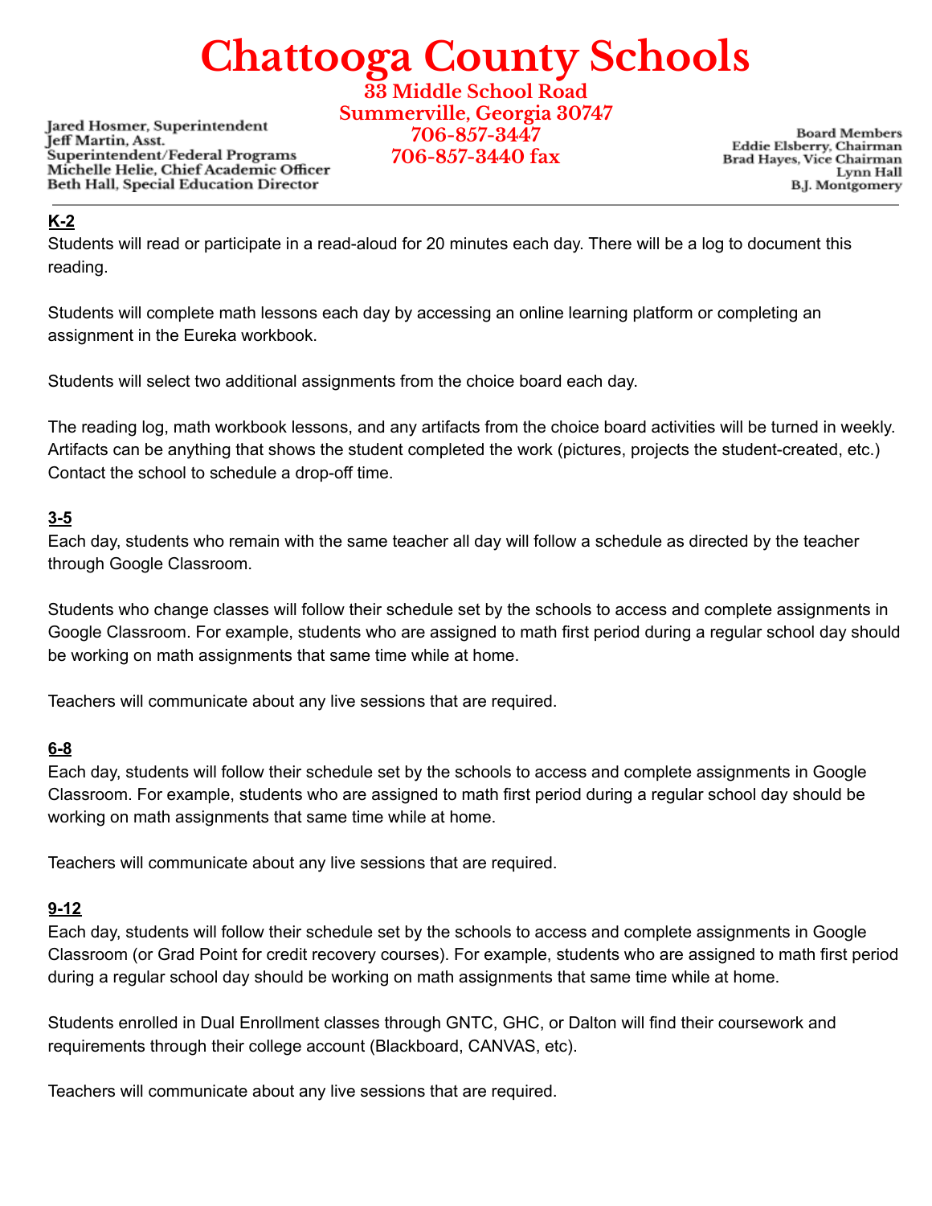# Chattooga County Schools

33 Middle School Road
Summerville, Georgia 30747
706-857-3447
706-857-3440 fax

Jared Hosmer, Superintendent
Jeff Martin, Asst. Superintendent/Federal Programs
Michelle Helie, Chief Academic Officer
Beth Hall, Special Education Director

Board Members
Eddie Elsberry, Chairman
Brad Hayes, Vice Chairman
Lynn Hall
B.J. Montgomery

---

## K-2

Students will read or participate in a read-aloud for 20 minutes each day. There will be a log to document this reading.

Students will complete math lessons each day by accessing an online learning platform or completing an assignment in the Eureka workbook.

Students will select two additional assignments from the choice board each day.

The reading log, math workbook lessons, and any artifacts from the choice board activities will be turned in weekly. Artifacts can be anything that shows the student completed the work (pictures, projects the student-created, etc.) Contact the school to schedule a drop-off time.

## 3-5

Each day, students who remain with the same teacher all day will follow a schedule as directed by the teacher through Google Classroom.

Students who change classes will follow their schedule set by the schools to access and complete assignments in Google Classroom. For example, students who are assigned to math first period during a regular school day should be working on math assignments that same time while at home.

Teachers will communicate about any live sessions that are required.

## 6-8

Each day, students will follow their schedule set by the schools to access and complete assignments in Google Classroom. For example, students who are assigned to math first period during a regular school day should be working on math assignments that same time while at home.

Teachers will communicate about any live sessions that are required.

## 9-12

Each day, students will follow their schedule set by the schools to access and complete assignments in Google Classroom (or Grad Point for credit recovery courses). For example, students who are assigned to math first period during a regular school day should be working on math assignments that same time while at home.

Students enrolled in Dual Enrollment classes through GNTC, GHC, or Dalton will find their coursework and requirements through their college account (Blackboard, CANVAS, etc).

Teachers will communicate about any live sessions that are required.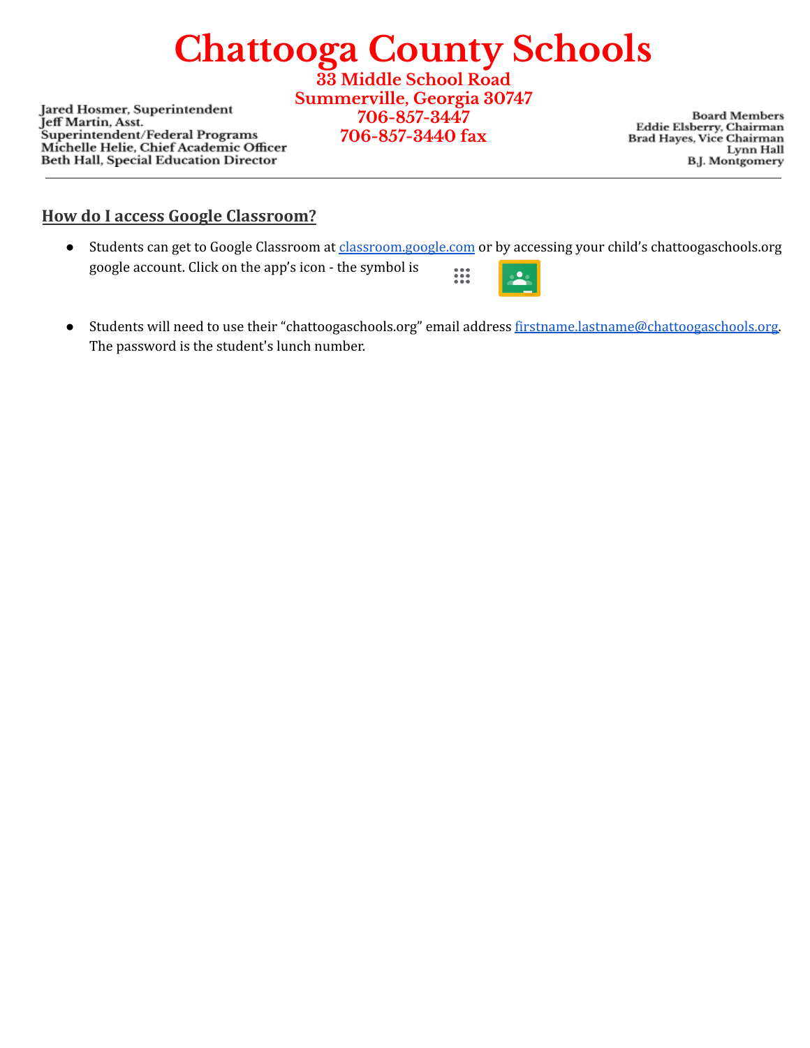# Chattooga County Schools

33 Middle School Road
Summerville, Georgia 30747
706-857-3447
706-857-3440 fax

Jared Hosmer, Superintendent
Jeff Martin, Asst. Superintendent/Federal Programs
Michelle Helie, Chief Academic Officer
Beth Hall, Special Education Director

Board Members
Eddie Elsberry, Chairman
Brad Hayes, Vice Chairman
Lynn Hall
B.J. Montgomery

---

## How do I access Google Classroom?

- Students can get to Google Classroom at classroom.google.com or by accessing your child's chattoogaschools.org google account. Click on the app's icon - the symbol is
- Students will need to use their "chattoogaschools.org" email address firstname.lastname@chattoogaschools.org. The password is the student's lunch number.